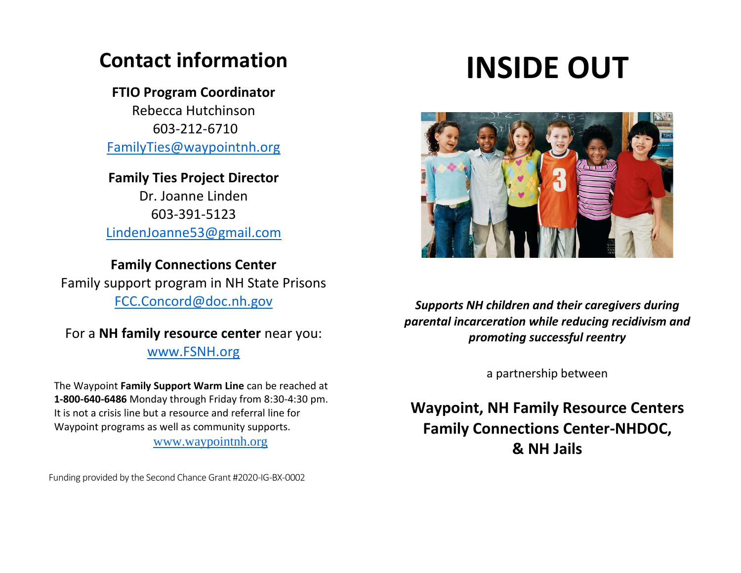## Contact information

**FTIO Program Coordinator**
Rebecca Hutchinson
603-212-6710
FamilyTies@waypointnh.org

**Family Ties Project Director**
Dr. Joanne Linden
603-391-5123
LindenJoanne53@gmail.com

**Family Connections Center**
Family support program in NH State Prisons
FCC.Concord@doc.nh.gov

For a **NH family resource center** near you:
www.FSNH.org

The Waypoint **Family Support Warm Line** can be reached at **1-800-640-6486** Monday through Friday from 8:30-4:30 pm. It is not a crisis line but a resource and referral line for Waypoint programs as well as community supports.
www.waypointnh.org

Funding provided by the Second Chance Grant #2020-IG-BX-0002

# INSIDE OUT

***Supports NH children and their caregivers during parental incarceration while reducing recidivism and promoting successful reentry***

a partnership between

**Waypoint, NH Family Resource Centers**
**Family Connections Center-NHDOC,**
**& NH Jails**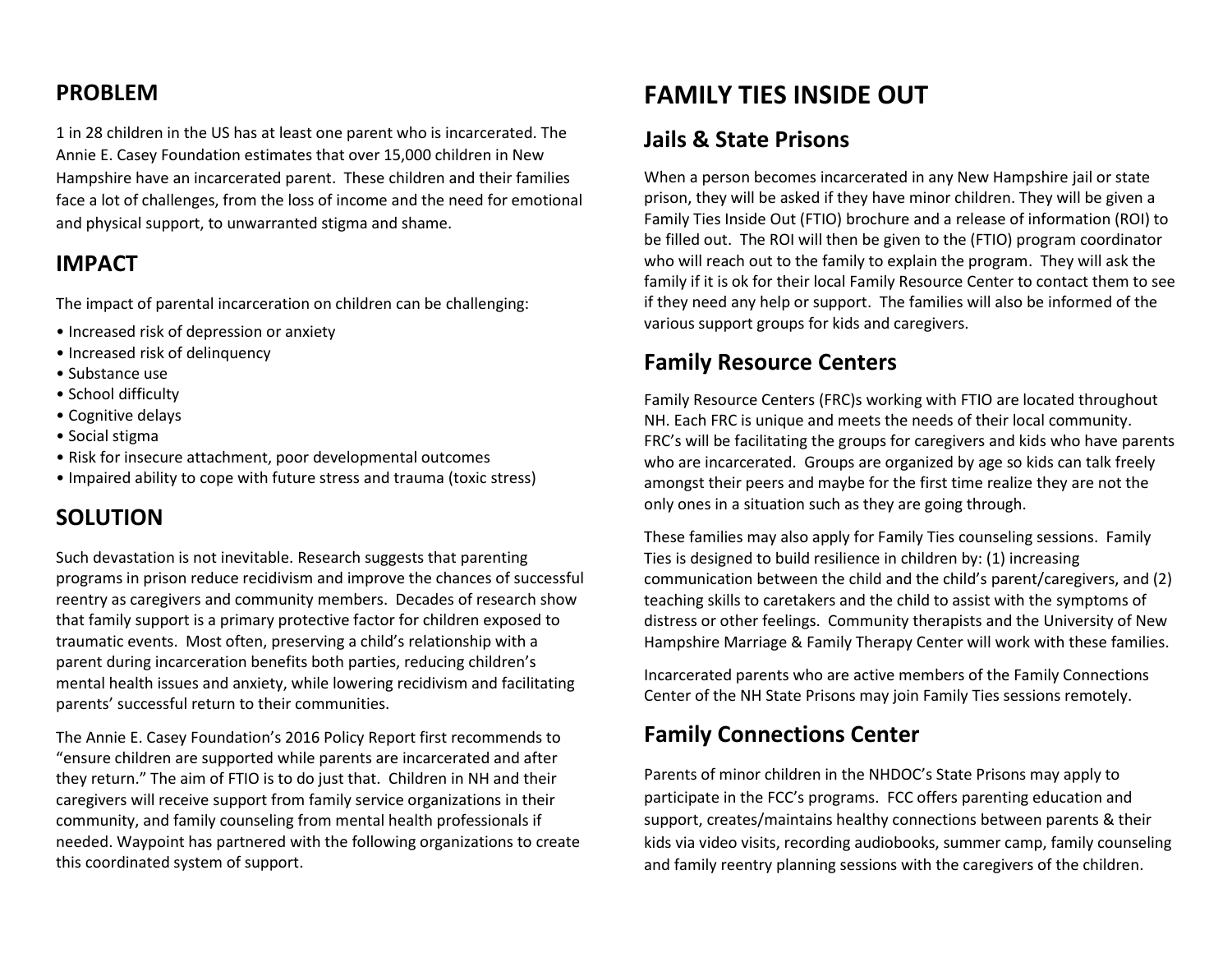## PROBLEM

1 in 28 children in the US has at least one parent who is incarcerated. The Annie E. Casey Foundation estimates that over 15,000 children in New Hampshire have an incarcerated parent. These children and their families face a lot of challenges, from the loss of income and the need for emotional and physical support, to unwarranted stigma and shame.

## IMPACT

The impact of parental incarceration on children can be challenging:

- Increased risk of depression or anxiety
- Increased risk of delinquency
- Substance use
- School difficulty
- Cognitive delays
- Social stigma
- Risk for insecure attachment, poor developmental outcomes
- Impaired ability to cope with future stress and trauma (toxic stress)

## SOLUTION

Such devastation is not inevitable. Research suggests that parenting programs in prison reduce recidivism and improve the chances of successful reentry as caregivers and community members. Decades of research show that family support is a primary protective factor for children exposed to traumatic events. Most often, preserving a child's relationship with a parent during incarceration benefits both parties, reducing children's mental health issues and anxiety, while lowering recidivism and facilitating parents' successful return to their communities.

The Annie E. Casey Foundation's 2016 Policy Report first recommends to "ensure children are supported while parents are incarcerated and after they return." The aim of FTIO is to do just that. Children in NH and their caregivers will receive support from family service organizations in their community, and family counseling from mental health professionals if needed. Waypoint has partnered with the following organizations to create this coordinated system of support.

# FAMILY TIES INSIDE OUT

## Jails & State Prisons

When a person becomes incarcerated in any New Hampshire jail or state prison, they will be asked if they have minor children. They will be given a Family Ties Inside Out (FTIO) brochure and a release of information (ROI) to be filled out. The ROI will then be given to the (FTIO) program coordinator who will reach out to the family to explain the program. They will ask the family if it is ok for their local Family Resource Center to contact them to see if they need any help or support. The families will also be informed of the various support groups for kids and caregivers.

## Family Resource Centers

Family Resource Centers (FRC)s working with FTIO are located throughout NH. Each FRC is unique and meets the needs of their local community. FRC's will be facilitating the groups for caregivers and kids who have parents who are incarcerated. Groups are organized by age so kids can talk freely amongst their peers and maybe for the first time realize they are not the only ones in a situation such as they are going through.

These families may also apply for Family Ties counseling sessions. Family Ties is designed to build resilience in children by: (1) increasing communication between the child and the child's parent/caregivers, and (2) teaching skills to caretakers and the child to assist with the symptoms of distress or other feelings. Community therapists and the University of New Hampshire Marriage & Family Therapy Center will work with these families.

Incarcerated parents who are active members of the Family Connections Center of the NH State Prisons may join Family Ties sessions remotely.

## Family Connections Center

Parents of minor children in the NHDOC's State Prisons may apply to participate in the FCC's programs. FCC offers parenting education and support, creates/maintains healthy connections between parents & their kids via video visits, recording audiobooks, summer camp, family counseling and family reentry planning sessions with the caregivers of the children.